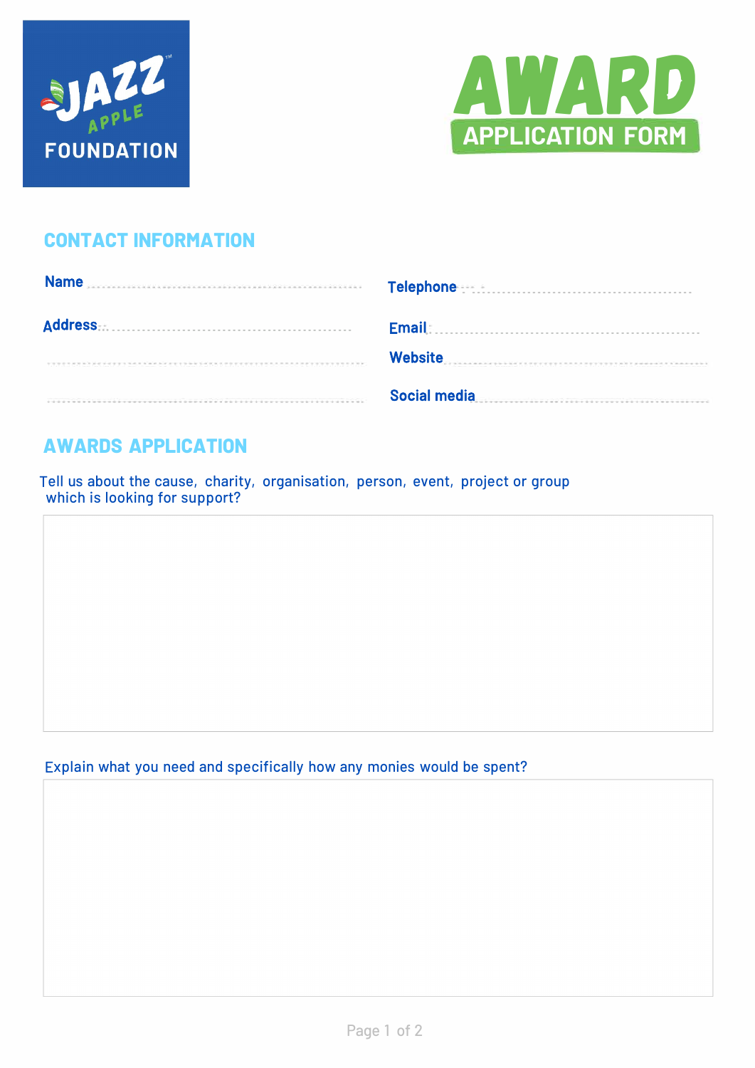JAZZ APPLE FOUNDATION

# AWARD APPLICATION FORM

## CONTACT INFORMATION

Name ..............................................................

Address ..............................................................

..............................................................

..............................................................

Telephone ..............................................................

Email ..............................................................

Website ..............................................................

Social media ..............................................................

## AWARDS APPLICATION

Tell us about the cause, charity, organisation, person, event, project or group which is looking for support?

Explain what you need and specifically how any monies would be spent?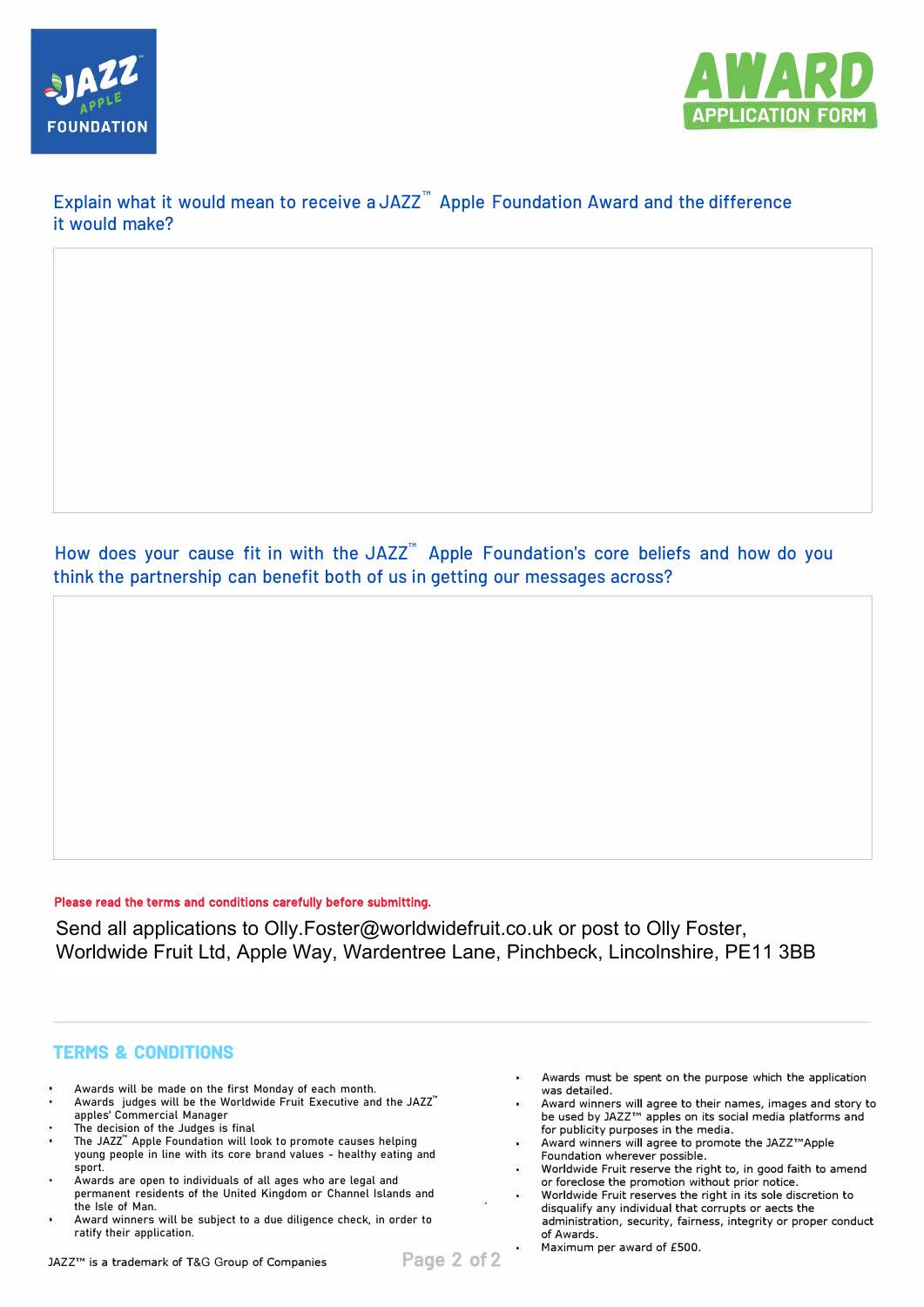JAZZ APPLE FOUNDATION

# AWARD APPLICATION FORM

Explain what it would mean to receive a JAZZ™ Apple Foundation Award and the difference it would make?

How does your cause fit in with the JAZZ™ Apple Foundation's core beliefs and how do you think the partnership can benefit both of us in getting our messages across?

**Please read the terms and conditions carefully before submitting.**

Send all applications to Olly.Foster@worldwidefruit.co.uk or post to Olly Foster, Worldwide Fruit Ltd, Apple Way, Wardentree Lane, Pinchbeck, Lincolnshire, PE11 3BB

## TERMS & CONDITIONS

- Awards will be made on the first Monday of each month.
- Awards judges will be the Worldwide Fruit Executive and the JAZZ™ apples' Commercial Manager
- The decision of the Judges is final
- The JAZZ™ Apple Foundation will look to promote causes helping young people in line with its core brand values - healthy eating and sport.
- Awards are open to individuals of all ages who are legal and permanent residents of the United Kingdom or Channel Islands and the Isle of Man.
- Award winners will be subject to a due diligence check, in order to ratify their application.
- Awards must be spent on the purpose which the application was detailed.
- Award winners will agree to their names, images and story to be used by JAZZ™ apples on its social media platforms and for publicity purposes in the media.
- Award winners will agree to promote the JAZZ™Apple Foundation wherever possible.
- Worldwide Fruit reserve the right to, in good faith to amend or foreclose the promotion without prior notice.
- Worldwide Fruit reserves the right in its sole discretion to disqualify any individual that corrupts or aects the administration, security, fairness, integrity or proper conduct of Awards.
- Maximum per award of £500.

JAZZ™ is a trademark of T&G Group of Companies